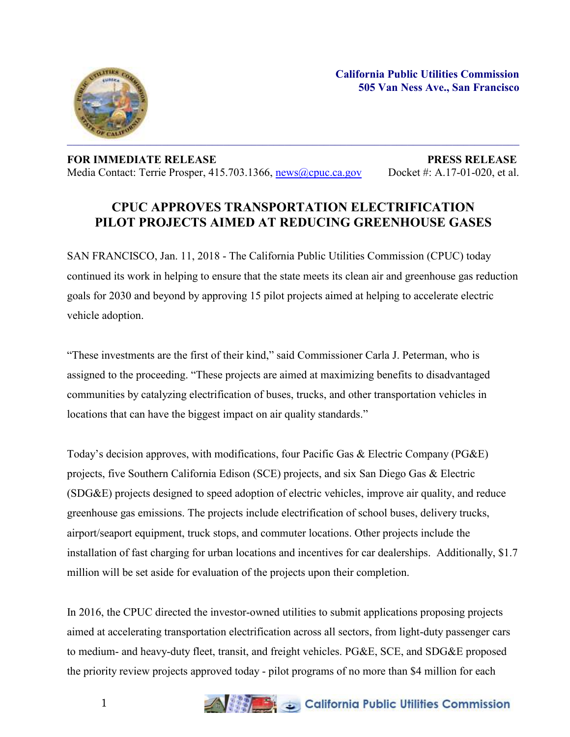**California Public Utilities Commission**
**505 Van Ness Ave., San Francisco**

---

**FOR IMMEDIATE RELEASE** | **PRESS RELEASE**
Media Contact: Terrie Prosper, 415.703.1366, news@cpuc.ca.gov | Docket #: A.17-01-020, et al.

# CPUC APPROVES TRANSPORTATION ELECTRIFICATION PILOT PROJECTS AIMED AT REDUCING GREENHOUSE GASES

SAN FRANCISCO, Jan. 11, 2018 - The California Public Utilities Commission (CPUC) today continued its work in helping to ensure that the state meets its clean air and greenhouse gas reduction goals for 2030 and beyond by approving 15 pilot projects aimed at helping to accelerate electric vehicle adoption.

"These investments are the first of their kind," said Commissioner Carla J. Peterman, who is assigned to the proceeding. "These projects are aimed at maximizing benefits to disadvantaged communities by catalyzing electrification of buses, trucks, and other transportation vehicles in locations that can have the biggest impact on air quality standards."

Today's decision approves, with modifications, four Pacific Gas & Electric Company (PG&E) projects, five Southern California Edison (SCE) projects, and six San Diego Gas & Electric (SDG&E) projects designed to speed adoption of electric vehicles, improve air quality, and reduce greenhouse gas emissions. The projects include electrification of school buses, delivery trucks, airport/seaport equipment, truck stops, and commuter locations. Other projects include the installation of fast charging for urban locations and incentives for car dealerships. Additionally, $1.7 million will be set aside for evaluation of the projects upon their completion.

In 2016, the CPUC directed the investor-owned utilities to submit applications proposing projects aimed at accelerating transportation electrification across all sectors, from light-duty passenger cars to medium- and heavy-duty fleet, transit, and freight vehicles. PG&E, SCE, and SDG&E proposed the priority review projects approved today - pilot programs of no more than $4 million for each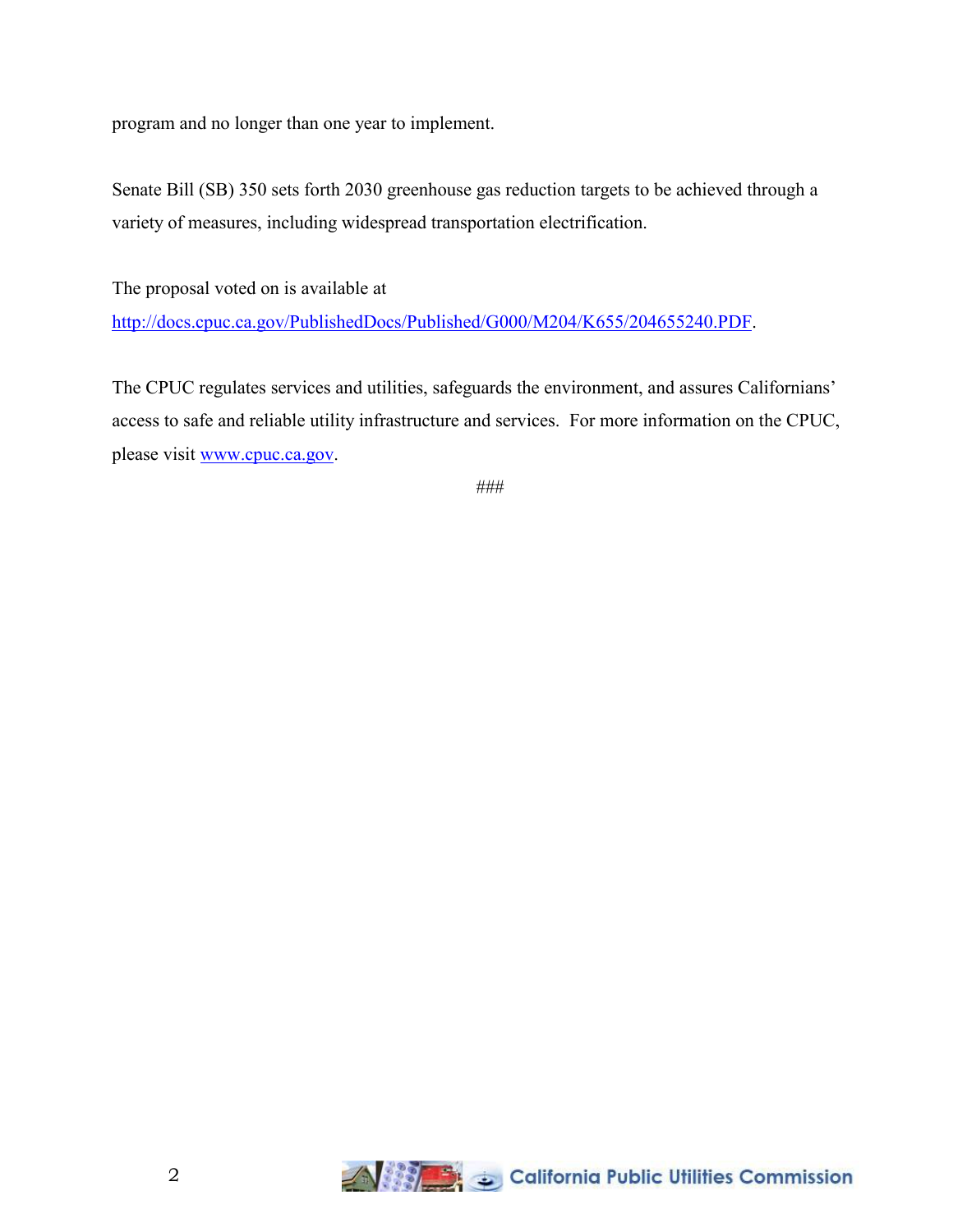program and no longer than one year to implement.

Senate Bill (SB) 350 sets forth 2030 greenhouse gas reduction targets to be achieved through a variety of measures, including widespread transportation electrification.

The proposal voted on is available at
http://docs.cpuc.ca.gov/PublishedDocs/Published/G000/M204/K655/204655240.PDF.

The CPUC regulates services and utilities, safeguards the environment, and assures Californians' access to safe and reliable utility infrastructure and services. For more information on the CPUC, please visit www.cpuc.ca.gov.

###